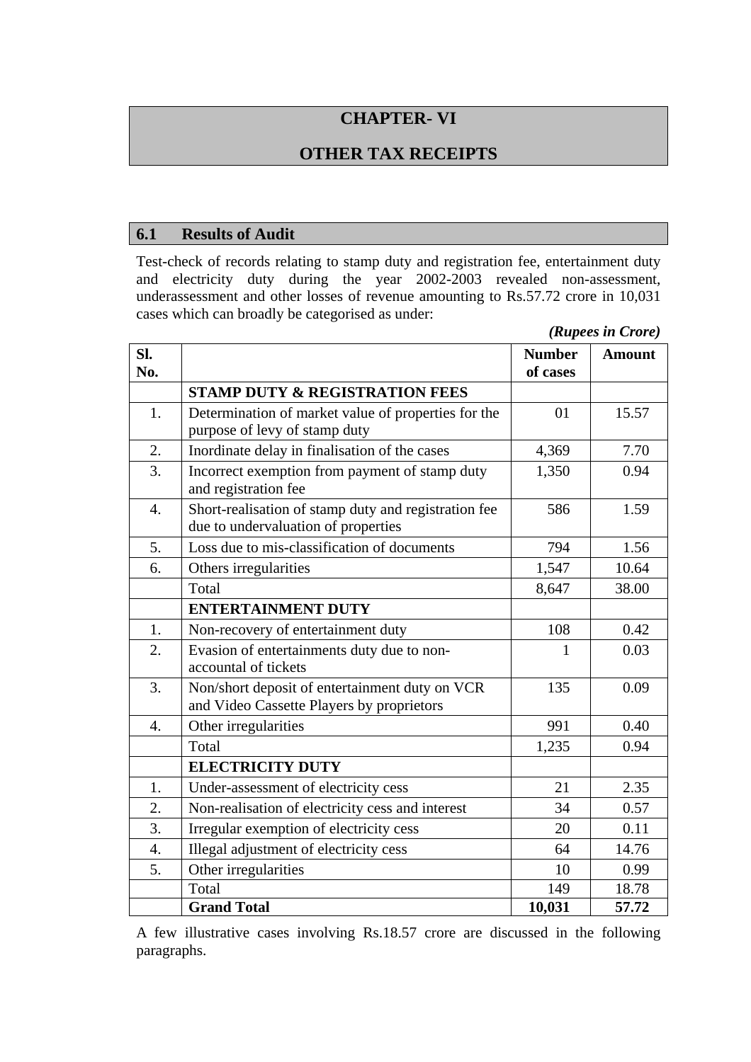# CHAPTER- VI

# OTHER TAX RECEIPTS

## 6.1 Results of Audit

Test-check of records relating to stamp duty and registration fee, entertainment duty and electricity duty during the year 2002-2003 revealed non-assessment, underassessment and other losses of revenue amounting to Rs.57.72 crore in 10,031 cases which can broadly be categorised as under:

*(Rupees in Crore)*

| Sl. No. | | Number of cases | Amount |
|---|---|---|---|
| | **STAMP DUTY & REGISTRATION FEES** | | |
| 1. | Determination of market value of properties for the purpose of levy of stamp duty | 01 | 15.57 |
| 2. | Inordinate delay in finalisation of the cases | 4,369 | 7.70 |
| 3. | Incorrect exemption from payment of stamp duty and registration fee | 1,350 | 0.94 |
| 4. | Short-realisation of stamp duty and registration fee due to undervaluation of properties | 586 | 1.59 |
| 5. | Loss due to mis-classification of documents | 794 | 1.56 |
| 6. | Others irregularities | 1,547 | 10.64 |
| | Total | 8,647 | 38.00 |
| | **ENTERTAINMENT DUTY** | | |
| 1. | Non-recovery of entertainment duty | 108 | 0.42 |
| 2. | Evasion of entertainments duty due to non-accountal of tickets | 1 | 0.03 |
| 3. | Non/short deposit of entertainment duty on VCR and Video Cassette Players by proprietors | 135 | 0.09 |
| 4. | Other irregularities | 991 | 0.40 |
| | Total | 1,235 | 0.94 |
| | **ELECTRICITY DUTY** | | |
| 1. | Under-assessment of electricity cess | 21 | 2.35 |
| 2. | Non-realisation of electricity cess and interest | 34 | 0.57 |
| 3. | Irregular exemption of electricity cess | 20 | 0.11 |
| 4. | Illegal adjustment of electricity cess | 64 | 14.76 |
| 5. | Other irregularities | 10 | 0.99 |
| | Total | 149 | 18.78 |
| | **Grand Total** | **10,031** | **57.72** |

A few illustrative cases involving Rs.18.57 crore are discussed in the following paragraphs.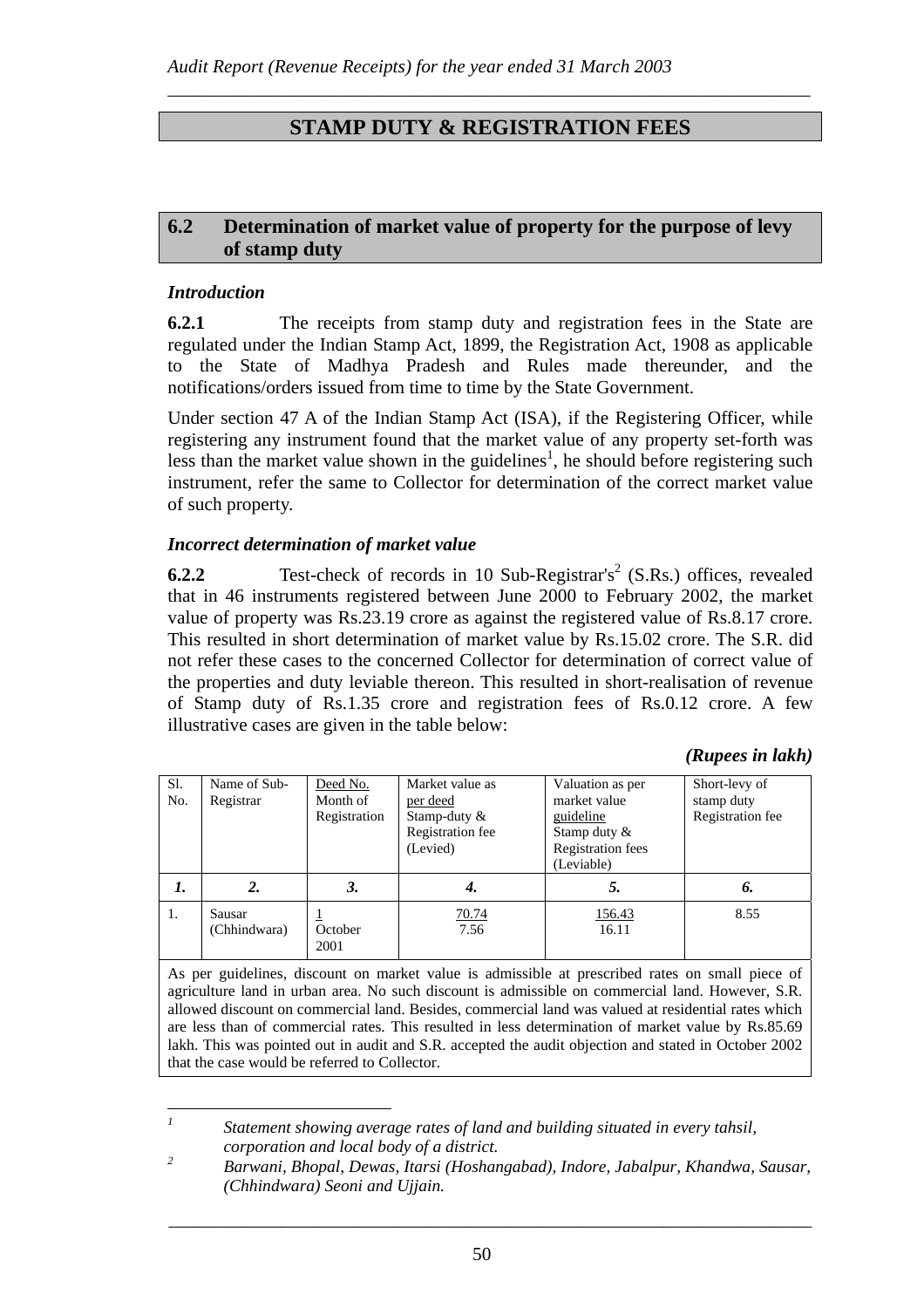# STAMP DUTY & REGISTRATION FEES

## 6.2 Determination of market value of property for the purpose of levy of stamp duty

### *Introduction*

**6.2.1** The receipts from stamp duty and registration fees in the State are regulated under the Indian Stamp Act, 1899, the Registration Act, 1908 as applicable to the State of Madhya Pradesh and Rules made thereunder, and the notifications/orders issued from time to time by the State Government.

Under section 47 A of the Indian Stamp Act (ISA), if the Registering Officer, while registering any instrument found that the market value of any property set-forth was less than the market value shown in the guidelines[1], he should before registering such instrument, refer the same to Collector for determination of the correct market value of such property.

### *Incorrect determination of market value*

**6.2.2** Test-check of records in 10 Sub-Registrar's[2] (S.Rs.) offices, revealed that in 46 instruments registered between June 2000 to February 2002, the market value of property was Rs.23.19 crore as against the registered value of Rs.8.17 crore. This resulted in short determination of market value by Rs.15.02 crore. The S.R. did not refer these cases to the concerned Collector for determination of correct value of the properties and duty leviable thereon. This resulted in short-realisation of revenue of Stamp duty of Rs.1.35 crore and registration fees of Rs.0.12 crore. A few illustrative cases are given in the table below:

***(Rupees in lakh)***

| Sl. No. | Name of Sub-Registrar | Deed No. Month of Registration | Market value as per deed Stamp-duty & Registration fee (Levied) | Valuation as per market value guideline Stamp duty & Registration fees (Leviable) | Short-levy of stamp duty Registration fee |
|---|---|---|---|---|---|
| ***1.*** | ***2.*** | ***3.*** | ***4.*** | ***5.*** | ***6.*** |
| 1. | Sausar (Chhindwara) | 1 October 2001 | 70.74 7.56 | 156.43 16.11 | 8.55 |
| As per guidelines, discount on market value is admissible at prescribed rates on small piece of agriculture land in urban area. No such discount is admissible on commercial land. However, S.R. allowed discount on commercial land. Besides, commercial land was valued at residential rates which are less than of commercial rates. This resulted in less determination of market value by Rs.85.69 lakh. This was pointed out in audit and S.R. accepted the audit objection and stated in October 2002 that the case would be referred to Collector. | | | | | |

---

[1] *Statement showing average rates of land and building situated in every tahsil, corporation and local body of a district.*

[2] *Barwani, Bhopal, Dewas, Itarsi (Hoshangabad), Indore, Jabalpur, Khandwa, Sausar, (Chhindwara) Seoni and Ujjain.*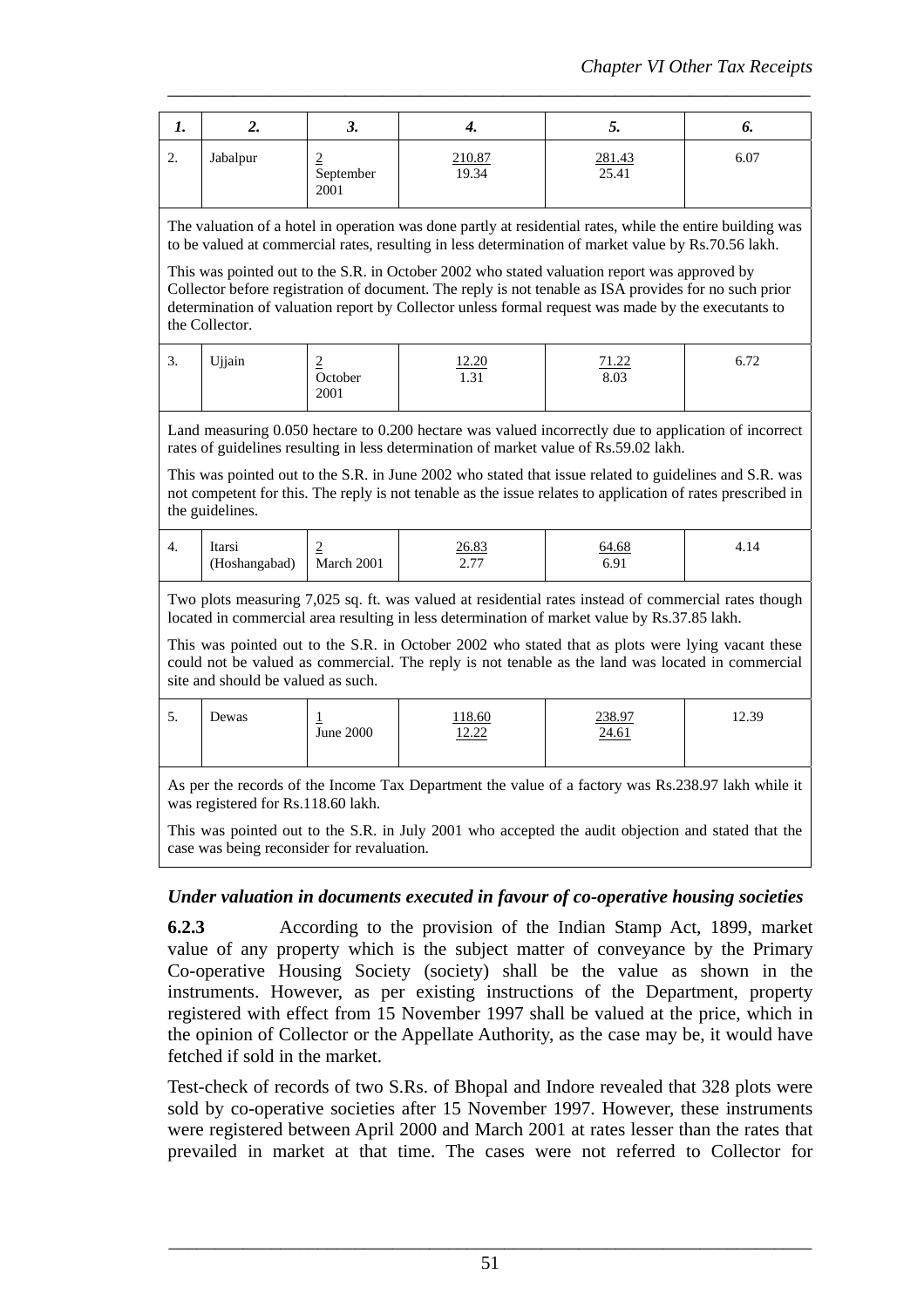| 1. | 2. | 3. | 4. | 5. | 6. |
|---|---|---|---|---|---|
| 2. | Jabalpur | 2 September 2001 | 210.87 19.34 | 281.43 25.41 | 6.07 |
| The valuation of a hotel in operation was done partly at residential rates, while the entire building was to be valued at commercial rates, resulting in less determination of market value by Rs.70.56 lakh. This was pointed out to the S.R. in October 2002 who stated valuation report was approved by Collector before registration of document. The reply is not tenable as ISA provides for no such prior determination of valuation report by Collector unless formal request was made by the executants to the Collector. | | | | | |
| 3. | Ujjain | 2 October 2001 | 12.20 1.31 | 71.22 8.03 | 6.72 |
| Land measuring 0.050 hectare to 0.200 hectare was valued incorrectly due to application of incorrect rates of guidelines resulting in less determination of market value of Rs.59.02 lakh. This was pointed out to the S.R. in June 2002 who stated that issue related to guidelines and S.R. was not competent for this. The reply is not tenable as the issue relates to application of rates prescribed in the guidelines. | | | | | |
| 4. | Itarsi (Hoshangabad) | 2 March 2001 | 26.83 2.77 | 64.68 6.91 | 4.14 |
| Two plots measuring 7,025 sq. ft. was valued at residential rates instead of commercial rates though located in commercial area resulting in less determination of market value by Rs.37.85 lakh. This was pointed out to the S.R. in October 2002 who stated that as plots were lying vacant these could not be valued as commercial. The reply is not tenable as the land was located in commercial site and should be valued as such. | | | | | |
| 5. | Dewas | 1 June 2000 | 118.60 12.22 | 238.97 24.61 | 12.39 |
| As per the records of the Income Tax Department the value of a factory was Rs.238.97 lakh while it was registered for Rs.118.60 lakh. This was pointed out to the S.R. in July 2001 who accepted the audit objection and stated that the case was being reconsider for revaluation. | | | | | |

### *Under valuation in documents executed in favour of co-operative housing societies*

**6.2.3** According to the provision of the Indian Stamp Act, 1899, market value of any property which is the subject matter of conveyance by the Primary Co-operative Housing Society (society) shall be the value as shown in the instruments. However, as per existing instructions of the Department, property registered with effect from 15 November 1997 shall be valued at the price, which in the opinion of Collector or the Appellate Authority, as the case may be, it would have fetched if sold in the market.

Test-check of records of two S.Rs. of Bhopal and Indore revealed that 328 plots were sold by co-operative societies after 15 November 1997. However, these instruments were registered between April 2000 and March 2001 at rates lesser than the rates that prevailed in market at that time. The cases were not referred to Collector for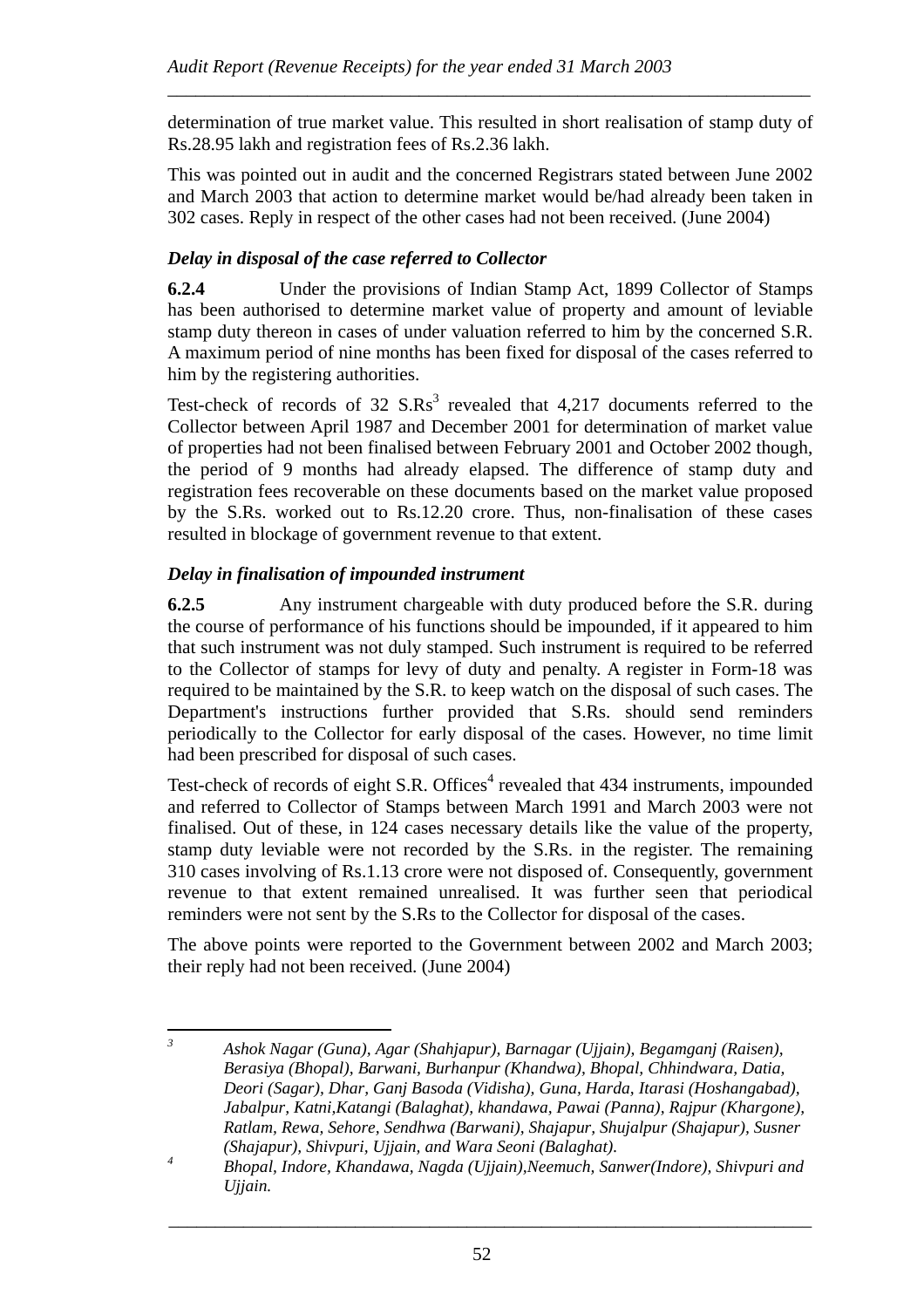determination of true market value. This resulted in short realisation of stamp duty of Rs.28.95 lakh and registration fees of Rs.2.36 lakh.

This was pointed out in audit and the concerned Registrars stated between June 2002 and March 2003 that action to determine market would be/had already been taken in 302 cases. Reply in respect of the other cases had not been received. (June 2004)

### *Delay in disposal of the case referred to Collector*

**6.2.4** Under the provisions of Indian Stamp Act, 1899 Collector of Stamps has been authorised to determine market value of property and amount of leviable stamp duty thereon in cases of under valuation referred to him by the concerned S.R. A maximum period of nine months has been fixed for disposal of the cases referred to him by the registering authorities.

Test-check of records of 32 S.Rs[3] revealed that 4,217 documents referred to the Collector between April 1987 and December 2001 for determination of market value of properties had not been finalised between February 2001 and October 2002 though, the period of 9 months had already elapsed. The difference of stamp duty and registration fees recoverable on these documents based on the market value proposed by the S.Rs. worked out to Rs.12.20 crore. Thus, non-finalisation of these cases resulted in blockage of government revenue to that extent.

### *Delay in finalisation of impounded instrument*

**6.2.5** Any instrument chargeable with duty produced before the S.R. during the course of performance of his functions should be impounded, if it appeared to him that such instrument was not duly stamped. Such instrument is required to be referred to the Collector of stamps for levy of duty and penalty. A register in Form-18 was required to be maintained by the S.R. to keep watch on the disposal of such cases. The Department's instructions further provided that S.Rs. should send reminders periodically to the Collector for early disposal of the cases. However, no time limit had been prescribed for disposal of such cases.

Test-check of records of eight S.R. Offices[4] revealed that 434 instruments, impounded and referred to Collector of Stamps between March 1991 and March 2003 were not finalised. Out of these, in 124 cases necessary details like the value of the property, stamp duty leviable were not recorded by the S.Rs. in the register. The remaining 310 cases involving of Rs.1.13 crore were not disposed of. Consequently, government revenue to that extent remained unrealised. It was further seen that periodical reminders were not sent by the S.Rs to the Collector for disposal of the cases.

The above points were reported to the Government between 2002 and March 2003; their reply had not been received. (June 2004)

---

[3] *Ashok Nagar (Guna), Agar (Shahjapur), Barnagar (Ujjain), Begamganj (Raisen), Berasiya (Bhopal), Barwani, Burhanpur (Khandwa), Bhopal, Chhindwara, Datia, Deori (Sagar), Dhar, Ganj Basoda (Vidisha), Guna, Harda, Itarasi (Hoshangabad), Jabalpur, Katni,Katangi (Balaghat), khandawa, Pawai (Panna), Rajpur (Khargone), Ratlam, Rewa, Sehore, Sendhwa (Barwani), Shajapur, Shujalpur (Shajapur), Susner (Shajapur), Shivpuri, Ujjain, and Wara Seoni (Balaghat).*

[4] *Bhopal, Indore, Khandawa, Nagda (Ujjain),Neemuch, Sanwer(Indore), Shivpuri and Ujjain.*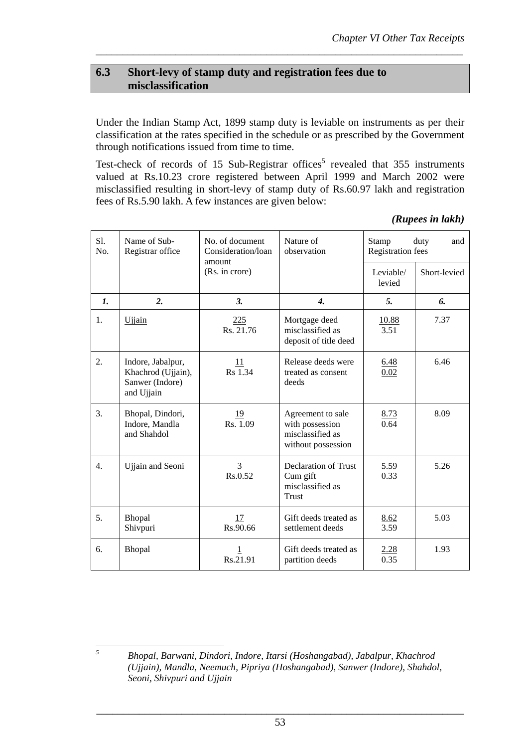## 6.3 Short-levy of stamp duty and registration fees due to misclassification

Under the Indian Stamp Act, 1899 stamp duty is leviable on instruments as per their classification at the rates specified in the schedule or as prescribed by the Government through notifications issued from time to time.

Test-check of records of 15 Sub-Registrar offices[5] revealed that 355 instruments valued at Rs.10.23 crore registered between April 1999 and March 2002 were misclassified resulting in short-levy of stamp duty of Rs.60.97 lakh and registration fees of Rs.5.90 lakh. A few instances are given below:

*(Rupees in lakh)*

| Sl. No. | Name of Sub-Registrar office | No. of document Consideration/loan amount (Rs. in crore) | Nature of observation | Stamp duty and Registration fees | |
|---|---|---|---|---|---|
| | | | | Leviable/ levied | Short-levied |
| ***1.*** | ***2.*** | ***3.*** | ***4.*** | ***5.*** | ***6.*** |
| 1. | Ujjain | 225 / Rs. 21.76 | Mortgage deed misclassified as deposit of title deed | 10.88 / 3.51 | 7.37 |
| 2. | Indore, Jabalpur, Khachrod (Ujjain), Sanwer (Indore) and Ujjain | 11 / Rs 1.34 | Release deeds were treated as consent deeds | 6.48 / 0.02 | 6.46 |
| 3. | Bhopal, Dindori, Indore, Mandla and Shahdol | 19 / Rs. 1.09 | Agreement to sale with possession misclassified as without possession | 8.73 / 0.64 | 8.09 |
| 4. | Ujjain and Seoni | 3 / Rs.0.52 | Declaration of Trust Cum gift misclassified as Trust | 5.59 / 0.33 | 5.26 |
| 5. | Bhopal Shivpuri | 17 / Rs.90.66 | Gift deeds treated as settlement deeds | 8.62 / 3.59 | 5.03 |
| 6. | Bhopal | 1 / Rs.21.91 | Gift deeds treated as partition deeds | 2.28 / 0.35 | 1.93 |

---

[5] *Bhopal, Barwani, Dindori, Indore, Itarsi (Hoshangabad), Jabalpur, Khachrod (Ujjain), Mandla, Neemuch, Pipriya (Hoshangabad), Sanwer (Indore), Shahdol, Seoni, Shivpuri and Ujjain*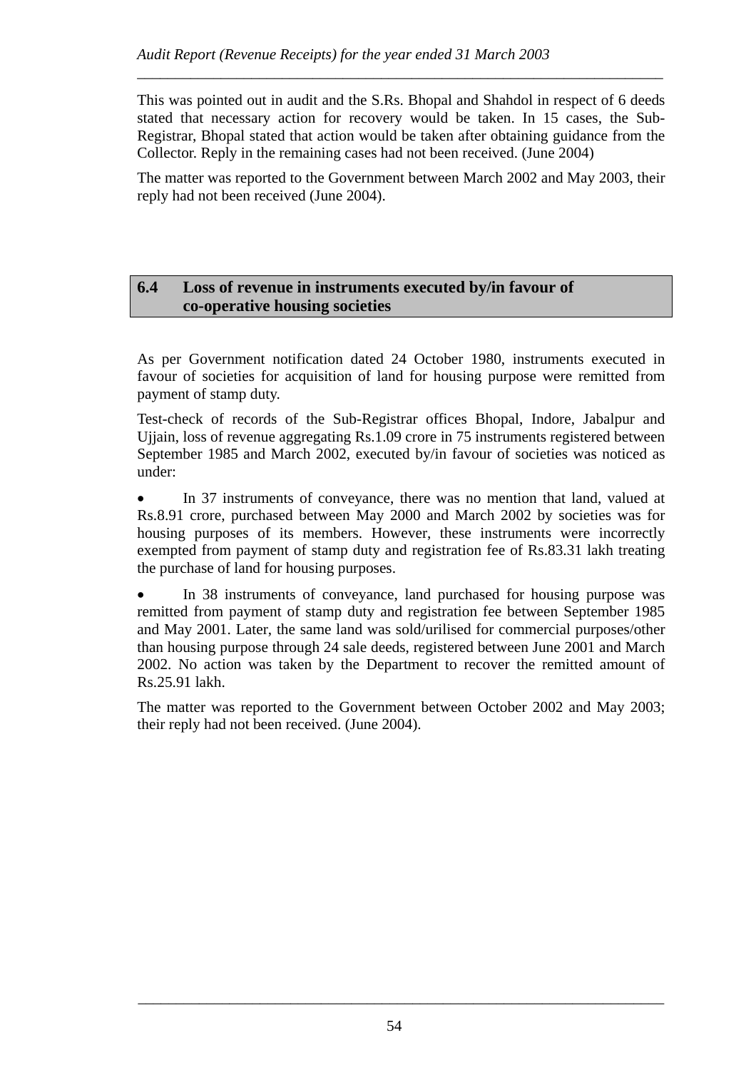This was pointed out in audit and the S.Rs. Bhopal and Shahdol in respect of 6 deeds stated that necessary action for recovery would be taken. In 15 cases, the Sub-Registrar, Bhopal stated that action would be taken after obtaining guidance from the Collector. Reply in the remaining cases had not been received. (June 2004)

The matter was reported to the Government between March 2002 and May 2003, their reply had not been received (June 2004).

## 6.4 Loss of revenue in instruments executed by/in favour of co-operative housing societies

As per Government notification dated 24 October 1980, instruments executed in favour of societies for acquisition of land for housing purpose were remitted from payment of stamp duty.

Test-check of records of the Sub-Registrar offices Bhopal, Indore, Jabalpur and Ujjain, loss of revenue aggregating Rs.1.09 crore in 75 instruments registered between September 1985 and March 2002, executed by/in favour of societies was noticed as under:

- In 37 instruments of conveyance, there was no mention that land, valued at Rs.8.91 crore, purchased between May 2000 and March 2002 by societies was for housing purposes of its members. However, these instruments were incorrectly exempted from payment of stamp duty and registration fee of Rs.83.31 lakh treating the purchase of land for housing purposes.

- In 38 instruments of conveyance, land purchased for housing purpose was remitted from payment of stamp duty and registration fee between September 1985 and May 2001. Later, the same land was sold/urilised for commercial purposes/other than housing purpose through 24 sale deeds, registered between June 2001 and March 2002. No action was taken by the Department to recover the remitted amount of Rs.25.91 lakh.

The matter was reported to the Government between October 2002 and May 2003; their reply had not been received. (June 2004).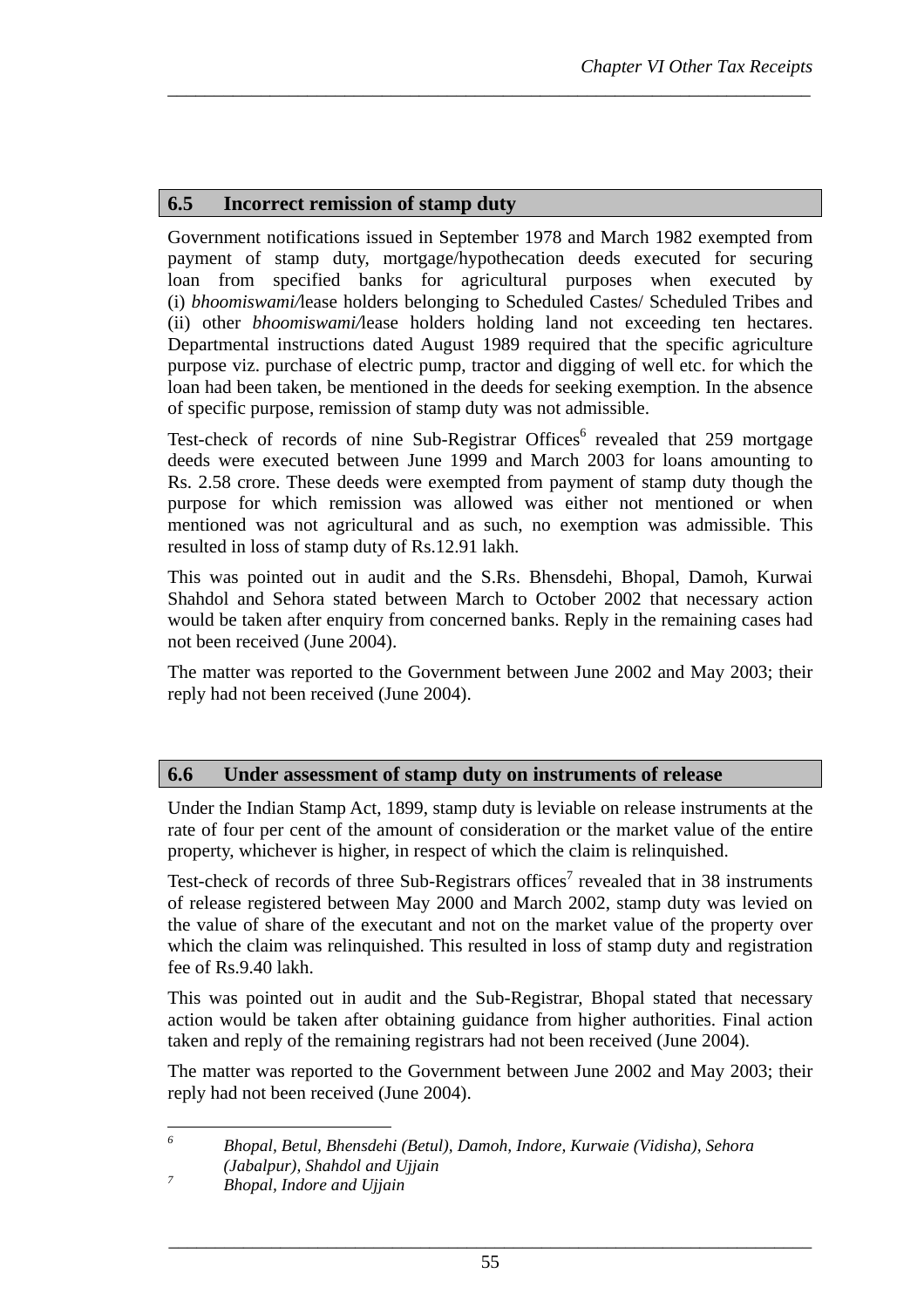## 6.5 Incorrect remission of stamp duty

Government notifications issued in September 1978 and March 1982 exempted from payment of stamp duty, mortgage/hypothecation deeds executed for securing loan from specified banks for agricultural purposes when executed by (i) *bhoomiswami/*lease holders belonging to Scheduled Castes/ Scheduled Tribes and (ii) other *bhoomiswami/*lease holders holding land not exceeding ten hectares. Departmental instructions dated August 1989 required that the specific agriculture purpose viz. purchase of electric pump, tractor and digging of well etc. for which the loan had been taken, be mentioned in the deeds for seeking exemption. In the absence of specific purpose, remission of stamp duty was not admissible.

Test-check of records of nine Sub-Registrar Offices[6] revealed that 259 mortgage deeds were executed between June 1999 and March 2003 for loans amounting to Rs. 2.58 crore. These deeds were exempted from payment of stamp duty though the purpose for which remission was allowed was either not mentioned or when mentioned was not agricultural and as such, no exemption was admissible. This resulted in loss of stamp duty of Rs.12.91 lakh.

This was pointed out in audit and the S.Rs. Bhensdehi, Bhopal, Damoh, Kurwai Shahdol and Sehora stated between March to October 2002 that necessary action would be taken after enquiry from concerned banks. Reply in the remaining cases had not been received (June 2004).

The matter was reported to the Government between June 2002 and May 2003; their reply had not been received (June 2004).

## 6.6 Under assessment of stamp duty on instruments of release

Under the Indian Stamp Act, 1899, stamp duty is leviable on release instruments at the rate of four per cent of the amount of consideration or the market value of the entire property, whichever is higher, in respect of which the claim is relinquished.

Test-check of records of three Sub-Registrars offices[7] revealed that in 38 instruments of release registered between May 2000 and March 2002, stamp duty was levied on the value of share of the executant and not on the market value of the property over which the claim was relinquished. This resulted in loss of stamp duty and registration fee of Rs.9.40 lakh.

This was pointed out in audit and the Sub-Registrar, Bhopal stated that necessary action would be taken after obtaining guidance from higher authorities. Final action taken and reply of the remaining registrars had not been received (June 2004).

The matter was reported to the Government between June 2002 and May 2003; their reply had not been received (June 2004).

---

[6] *Bhopal, Betul, Bhensdehi (Betul), Damoh, Indore, Kurwaie (Vidisha), Sehora (Jabalpur), Shahdol and Ujjain*

[7] *Bhopal, Indore and Ujjain*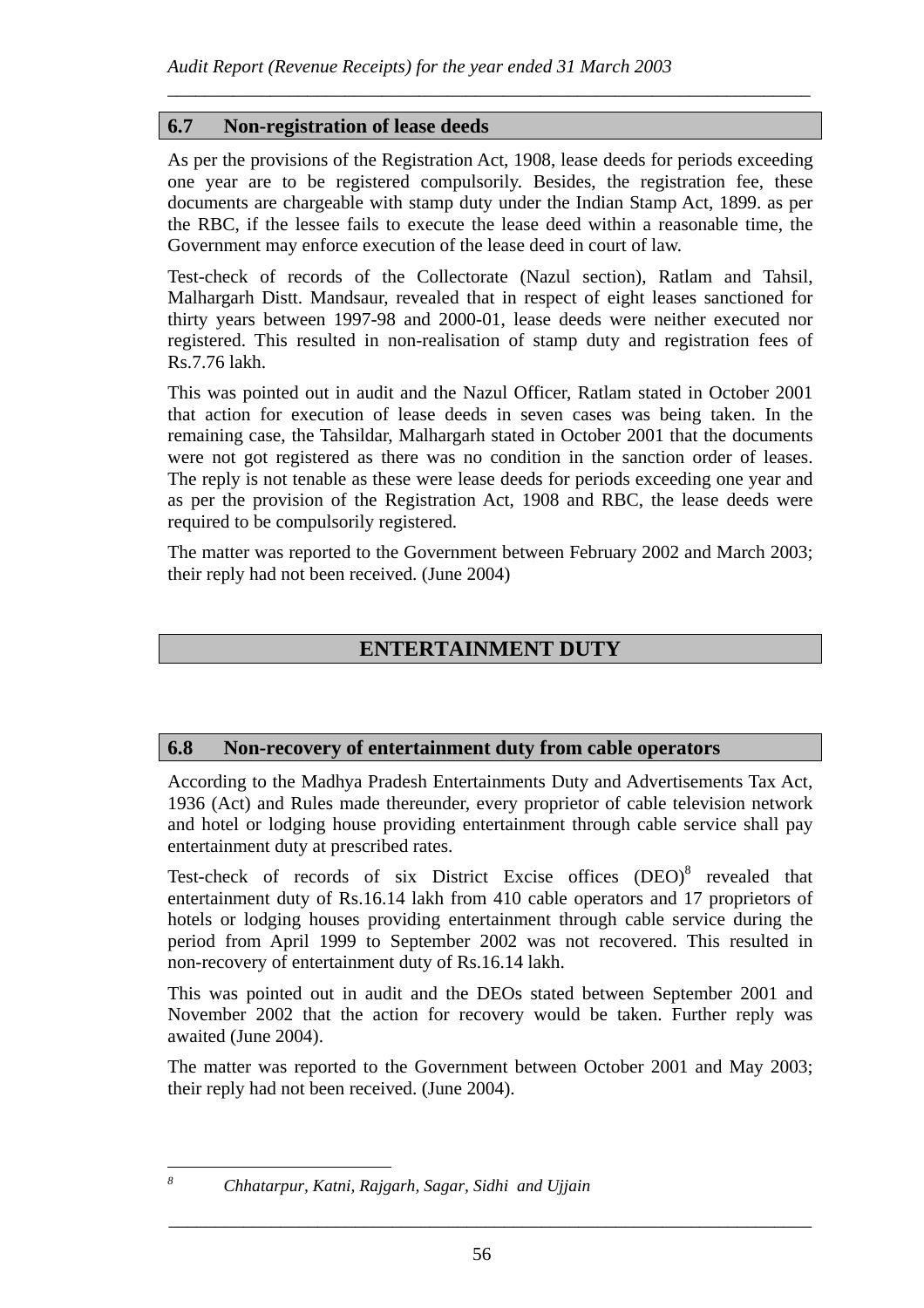## 6.7 Non-registration of lease deeds

As per the provisions of the Registration Act, 1908, lease deeds for periods exceeding one year are to be registered compulsorily. Besides, the registration fee, these documents are chargeable with stamp duty under the Indian Stamp Act, 1899. as per the RBC, if the lessee fails to execute the lease deed within a reasonable time, the Government may enforce execution of the lease deed in court of law.

Test-check of records of the Collectorate (Nazul section), Ratlam and Tahsil, Malhargarh Distt. Mandsaur, revealed that in respect of eight leases sanctioned for thirty years between 1997-98 and 2000-01, lease deeds were neither executed nor registered. This resulted in non-realisation of stamp duty and registration fees of Rs.7.76 lakh.

This was pointed out in audit and the Nazul Officer, Ratlam stated in October 2001 that action for execution of lease deeds in seven cases was being taken. In the remaining case, the Tahsildar, Malhargarh stated in October 2001 that the documents were not got registered as there was no condition in the sanction order of leases. The reply is not tenable as these were lease deeds for periods exceeding one year and as per the provision of the Registration Act, 1908 and RBC, the lease deeds were required to be compulsorily registered.

The matter was reported to the Government between February 2002 and March 2003; their reply had not been received. (June 2004)

# ENTERTAINMENT DUTY

## 6.8 Non-recovery of entertainment duty from cable operators

According to the Madhya Pradesh Entertainments Duty and Advertisements Tax Act, 1936 (Act) and Rules made thereunder, every proprietor of cable television network and hotel or lodging house providing entertainment through cable service shall pay entertainment duty at prescribed rates.

Test-check of records of six District Excise offices (DEO)[8] revealed that entertainment duty of Rs.16.14 lakh from 410 cable operators and 17 proprietors of hotels or lodging houses providing entertainment through cable service during the period from April 1999 to September 2002 was not recovered. This resulted in non-recovery of entertainment duty of Rs.16.14 lakh.

This was pointed out in audit and the DEOs stated between September 2001 and November 2002 that the action for recovery would be taken. Further reply was awaited (June 2004).

The matter was reported to the Government between October 2001 and May 2003; their reply had not been received. (June 2004).

---

[8] *Chhatarpur, Katni, Rajgarh, Sagar, Sidhi and Ujjain*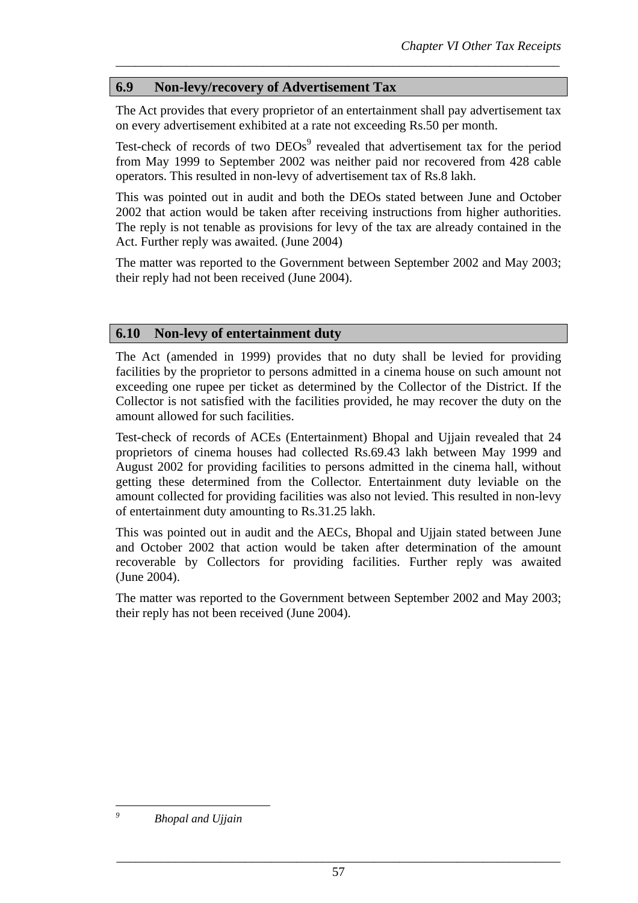## 6.9 Non-levy/recovery of Advertisement Tax

The Act provides that every proprietor of an entertainment shall pay advertisement tax on every advertisement exhibited at a rate not exceeding Rs.50 per month.

Test-check of records of two DEOs[9] revealed that advertisement tax for the period from May 1999 to September 2002 was neither paid nor recovered from 428 cable operators. This resulted in non-levy of advertisement tax of Rs.8 lakh.

This was pointed out in audit and both the DEOs stated between June and October 2002 that action would be taken after receiving instructions from higher authorities. The reply is not tenable as provisions for levy of the tax are already contained in the Act. Further reply was awaited. (June 2004)

The matter was reported to the Government between September 2002 and May 2003; their reply had not been received (June 2004).

## 6.10 Non-levy of entertainment duty

The Act (amended in 1999) provides that no duty shall be levied for providing facilities by the proprietor to persons admitted in a cinema house on such amount not exceeding one rupee per ticket as determined by the Collector of the District. If the Collector is not satisfied with the facilities provided, he may recover the duty on the amount allowed for such facilities.

Test-check of records of ACEs (Entertainment) Bhopal and Ujjain revealed that 24 proprietors of cinema houses had collected Rs.69.43 lakh between May 1999 and August 2002 for providing facilities to persons admitted in the cinema hall, without getting these determined from the Collector. Entertainment duty leviable on the amount collected for providing facilities was also not levied. This resulted in non-levy of entertainment duty amounting to Rs.31.25 lakh.

This was pointed out in audit and the AECs, Bhopal and Ujjain stated between June and October 2002 that action would be taken after determination of the amount recoverable by Collectors for providing facilities. Further reply was awaited (June 2004).

The matter was reported to the Government between September 2002 and May 2003; their reply has not been received (June 2004).

---

[9] *Bhopal and Ujjain*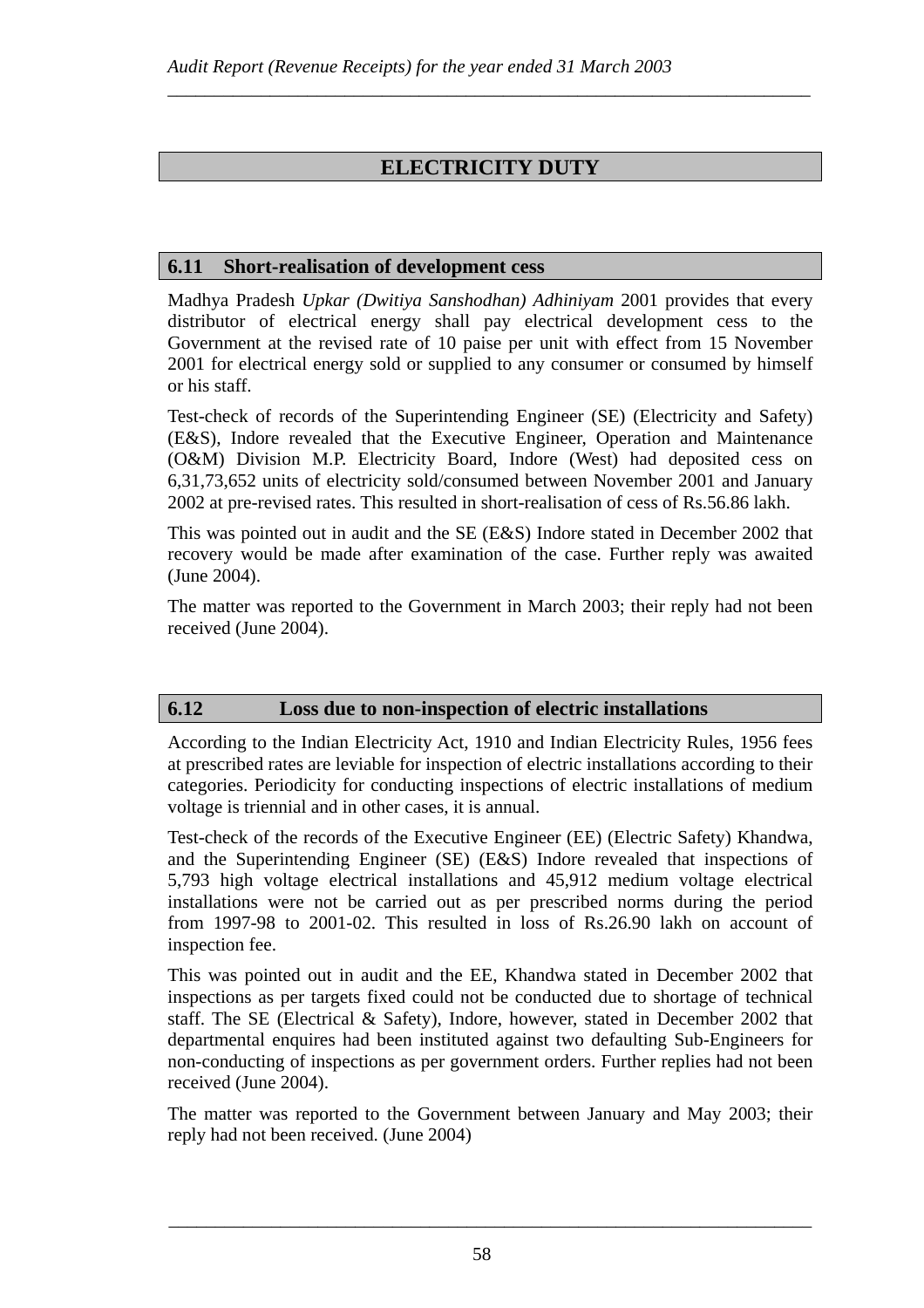# ELECTRICITY DUTY

## 6.11 Short-realisation of development cess

Madhya Pradesh *Upkar (Dwitiya Sanshodhan) Adhiniyam* 2001 provides that every distributor of electrical energy shall pay electrical development cess to the Government at the revised rate of 10 paise per unit with effect from 15 November 2001 for electrical energy sold or supplied to any consumer or consumed by himself or his staff.

Test-check of records of the Superintending Engineer (SE) (Electricity and Safety) (E&S), Indore revealed that the Executive Engineer, Operation and Maintenance (O&M) Division M.P. Electricity Board, Indore (West) had deposited cess on 6,31,73,652 units of electricity sold/consumed between November 2001 and January 2002 at pre-revised rates. This resulted in short-realisation of cess of Rs.56.86 lakh.

This was pointed out in audit and the SE (E&S) Indore stated in December 2002 that recovery would be made after examination of the case. Further reply was awaited (June 2004).

The matter was reported to the Government in March 2003; their reply had not been received (June 2004).

## 6.12 Loss due to non-inspection of electric installations

According to the Indian Electricity Act, 1910 and Indian Electricity Rules, 1956 fees at prescribed rates are leviable for inspection of electric installations according to their categories. Periodicity for conducting inspections of electric installations of medium voltage is triennial and in other cases, it is annual.

Test-check of the records of the Executive Engineer (EE) (Electric Safety) Khandwa, and the Superintending Engineer (SE) (E&S) Indore revealed that inspections of 5,793 high voltage electrical installations and 45,912 medium voltage electrical installations were not be carried out as per prescribed norms during the period from 1997-98 to 2001-02. This resulted in loss of Rs.26.90 lakh on account of inspection fee.

This was pointed out in audit and the EE, Khandwa stated in December 2002 that inspections as per targets fixed could not be conducted due to shortage of technical staff. The SE (Electrical & Safety), Indore, however, stated in December 2002 that departmental enquires had been instituted against two defaulting Sub-Engineers for non-conducting of inspections as per government orders. Further replies had not been received (June 2004).

The matter was reported to the Government between January and May 2003; their reply had not been received. (June 2004)